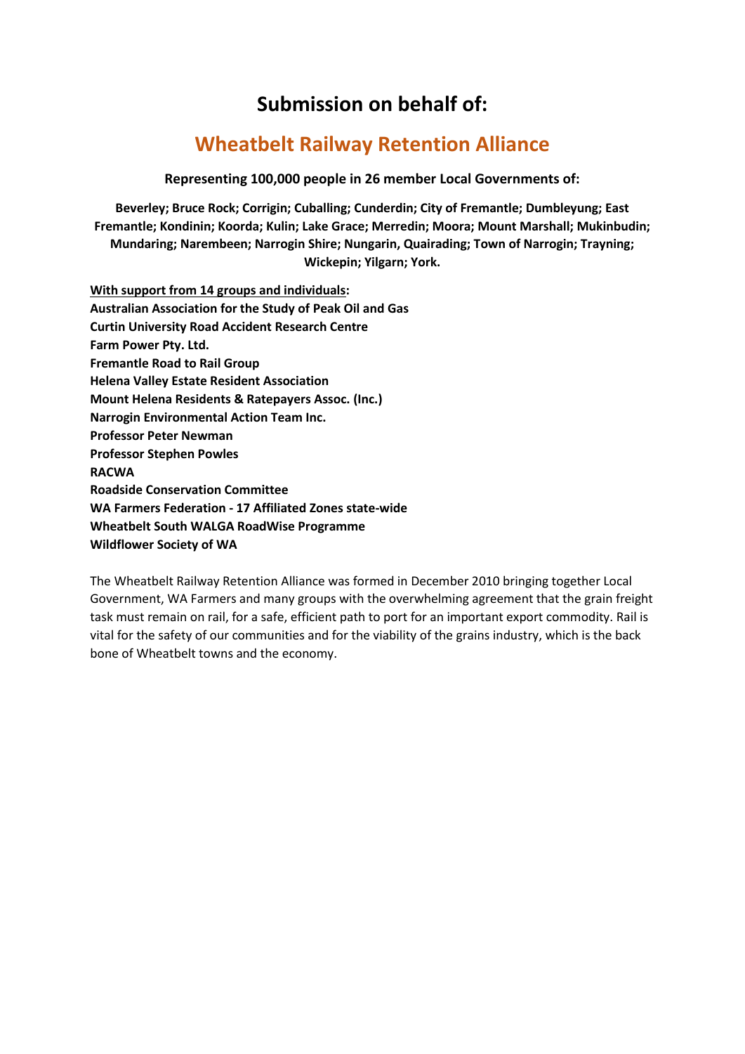# Submission on behalf of:

## Wheatbelt Railway Retention Alliance

**Representing 100,000 people in 26 member Local Governments of:**

**Beverley; Bruce Rock; Corrigin; Cuballing; Cunderdin; City of Fremantle; Dumbleyung; East Fremantle; Kondinin; Koorda; Kulin; Lake Grace; Merredin; Moora; Mount Marshall; Mukinbudin; Mundaring; Narembeen; Narrogin Shire; Nungarin, Quairading; Town of Narrogin; Trayning; Wickepin; Yilgarn; York.**

**With support from 14 groups and individuals:**

**Australian Association for the Study of Peak Oil and Gas**
**Curtin University Road Accident Research Centre**
**Farm Power Pty. Ltd.**
**Fremantle Road to Rail Group**
**Helena Valley Estate Resident Association**
**Mount Helena Residents & Ratepayers Assoc. (Inc.)**
**Narrogin Environmental Action Team Inc.**
**Professor Peter Newman**
**Professor Stephen Powles**
**RACWA**
**Roadside Conservation Committee**
**WA Farmers Federation - 17 Affiliated Zones state-wide**
**Wheatbelt South WALGA RoadWise Programme**
**Wildflower Society of WA**

The Wheatbelt Railway Retention Alliance was formed in December 2010 bringing together Local Government, WA Farmers and many groups with the overwhelming agreement that the grain freight task must remain on rail, for a safe, efficient path to port for an important export commodity. Rail is vital for the safety of our communities and for the viability of the grains industry, which is the back bone of Wheatbelt towns and the economy.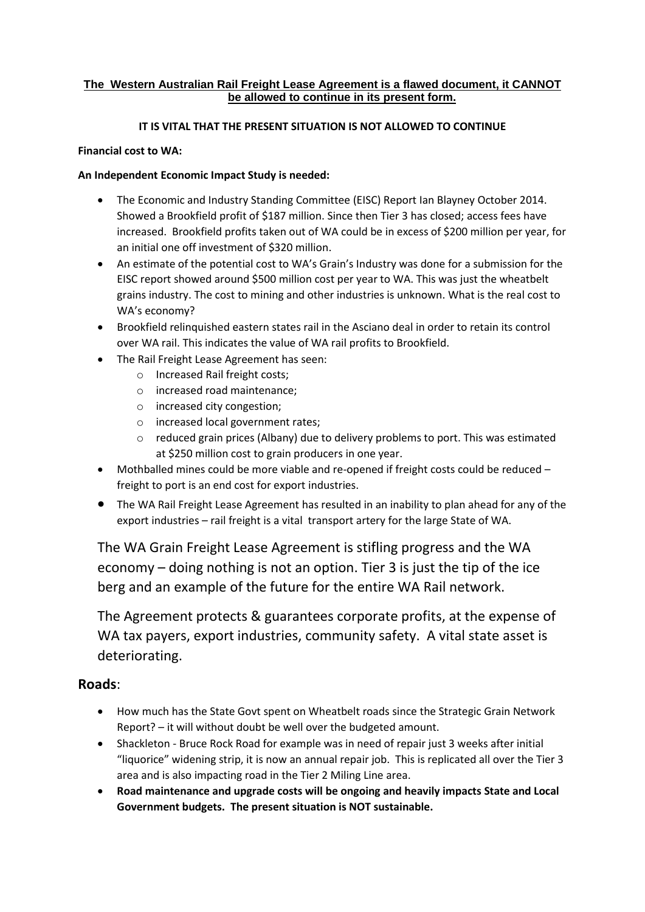**The Western Australian Rail Freight Lease Agreement is a flawed document, it CANNOT be allowed to continue in its present form.**

**IT IS VITAL THAT THE PRESENT SITUATION IS NOT ALLOWED TO CONTINUE**

**Financial cost to WA:**

**An Independent Economic Impact Study is needed:**

- The Economic and Industry Standing Committee (EISC) Report Ian Blayney October 2014. Showed a Brookfield profit of $187 million. Since then Tier 3 has closed; access fees have increased. Brookfield profits taken out of WA could be in excess of $200 million per year, for an initial one off investment of $320 million.
- An estimate of the potential cost to WA's Grain's Industry was done for a submission for the EISC report showed around $500 million cost per year to WA. This was just the wheatbelt grains industry. The cost to mining and other industries is unknown. What is the real cost to WA's economy?
- Brookfield relinquished eastern states rail in the Asciano deal in order to retain its control over WA rail. This indicates the value of WA rail profits to Brookfield.
- The Rail Freight Lease Agreement has seen:
  - Increased Rail freight costs;
  - increased road maintenance;
  - increased city congestion;
  - increased local government rates;
  - reduced grain prices (Albany) due to delivery problems to port. This was estimated at $250 million cost to grain producers in one year.
- Mothballed mines could be more viable and re-opened if freight costs could be reduced – freight to port is an end cost for export industries.
- The WA Rail Freight Lease Agreement has resulted in an inability to plan ahead for any of the export industries – rail freight is a vital transport artery for the large State of WA.

The WA Grain Freight Lease Agreement is stifling progress and the WA economy – doing nothing is not an option. Tier 3 is just the tip of the ice berg and an example of the future for the entire WA Rail network.

The Agreement protects & guarantees corporate profits, at the expense of WA tax payers, export industries, community safety. A vital state asset is deteriorating.

## **Roads**:

- How much has the State Govt spent on Wheatbelt roads since the Strategic Grain Network Report? – it will without doubt be well over the budgeted amount.
- Shackleton - Bruce Rock Road for example was in need of repair just 3 weeks after initial "liquorice" widening strip, it is now an annual repair job. This is replicated all over the Tier 3 area and is also impacting road in the Tier 2 Miling Line area.
- **Road maintenance and upgrade costs will be ongoing and heavily impacts State and Local Government budgets. The present situation is NOT sustainable.**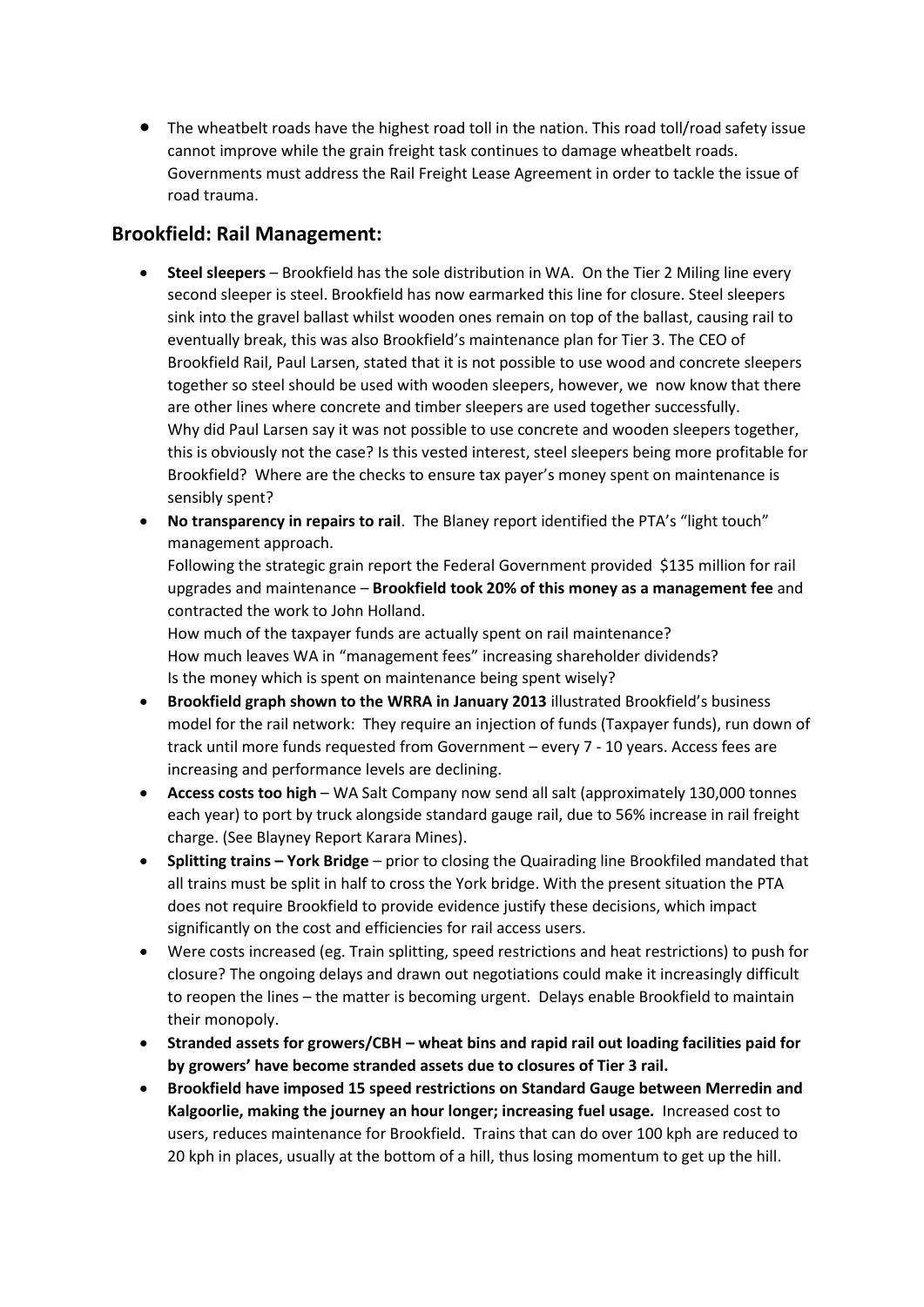- The wheatbelt roads have the highest road toll in the nation. This road toll/road safety issue cannot improve while the grain freight task continues to damage wheatbelt roads. Governments must address the Rail Freight Lease Agreement in order to tackle the issue of road trauma.

## Brookfield: Rail Management:

- **Steel sleepers** – Brookfield has the sole distribution in WA. On the Tier 2 Miling line every second sleeper is steel. Brookfield has now earmarked this line for closure. Steel sleepers sink into the gravel ballast whilst wooden ones remain on top of the ballast, causing rail to eventually break, this was also Brookfield's maintenance plan for Tier 3. The CEO of Brookfield Rail, Paul Larsen, stated that it is not possible to use wood and concrete sleepers together so steel should be used with wooden sleepers, however, we now know that there are other lines where concrete and timber sleepers are used together successfully.
  Why did Paul Larsen say it was not possible to use concrete and wooden sleepers together, this is obviously not the case? Is this vested interest, steel sleepers being more profitable for Brookfield? Where are the checks to ensure tax payer's money spent on maintenance is sensibly spent?
- **No transparency in repairs to rail**. The Blaney report identified the PTA's "light touch" management approach.
  Following the strategic grain report the Federal Government provided $135 million for rail upgrades and maintenance – **Brookfield took 20% of this money as a management fee** and contracted the work to John Holland.
  How much of the taxpayer funds are actually spent on rail maintenance?
  How much leaves WA in "management fees" increasing shareholder dividends?
  Is the money which is spent on maintenance being spent wisely?
- **Brookfield graph shown to the WRRA in January 2013** illustrated Brookfield's business model for the rail network: They require an injection of funds (Taxpayer funds), run down of track until more funds requested from Government – every 7 - 10 years. Access fees are increasing and performance levels are declining.
- **Access costs too high** – WA Salt Company now send all salt (approximately 130,000 tonnes each year) to port by truck alongside standard gauge rail, due to 56% increase in rail freight charge. (See Blayney Report Karara Mines).
- **Splitting trains – York Bridge** – prior to closing the Quairading line Brookfiled mandated that all trains must be split in half to cross the York bridge. With the present situation the PTA does not require Brookfield to provide evidence justify these decisions, which impact significantly on the cost and efficiencies for rail access users.
- Were costs increased (eg. Train splitting, speed restrictions and heat restrictions) to push for closure? The ongoing delays and drawn out negotiations could make it increasingly difficult to reopen the lines – the matter is becoming urgent. Delays enable Brookfield to maintain their monopoly.
- **Stranded assets for growers/CBH – wheat bins and rapid rail out loading facilities paid for by growers' have become stranded assets due to closures of Tier 3 rail.**
- **Brookfield have imposed 15 speed restrictions on Standard Gauge between Merredin and Kalgoorlie, making the journey an hour longer; increasing fuel usage.** Increased cost to users, reduces maintenance for Brookfield. Trains that can do over 100 kph are reduced to 20 kph in places, usually at the bottom of a hill, thus losing momentum to get up the hill.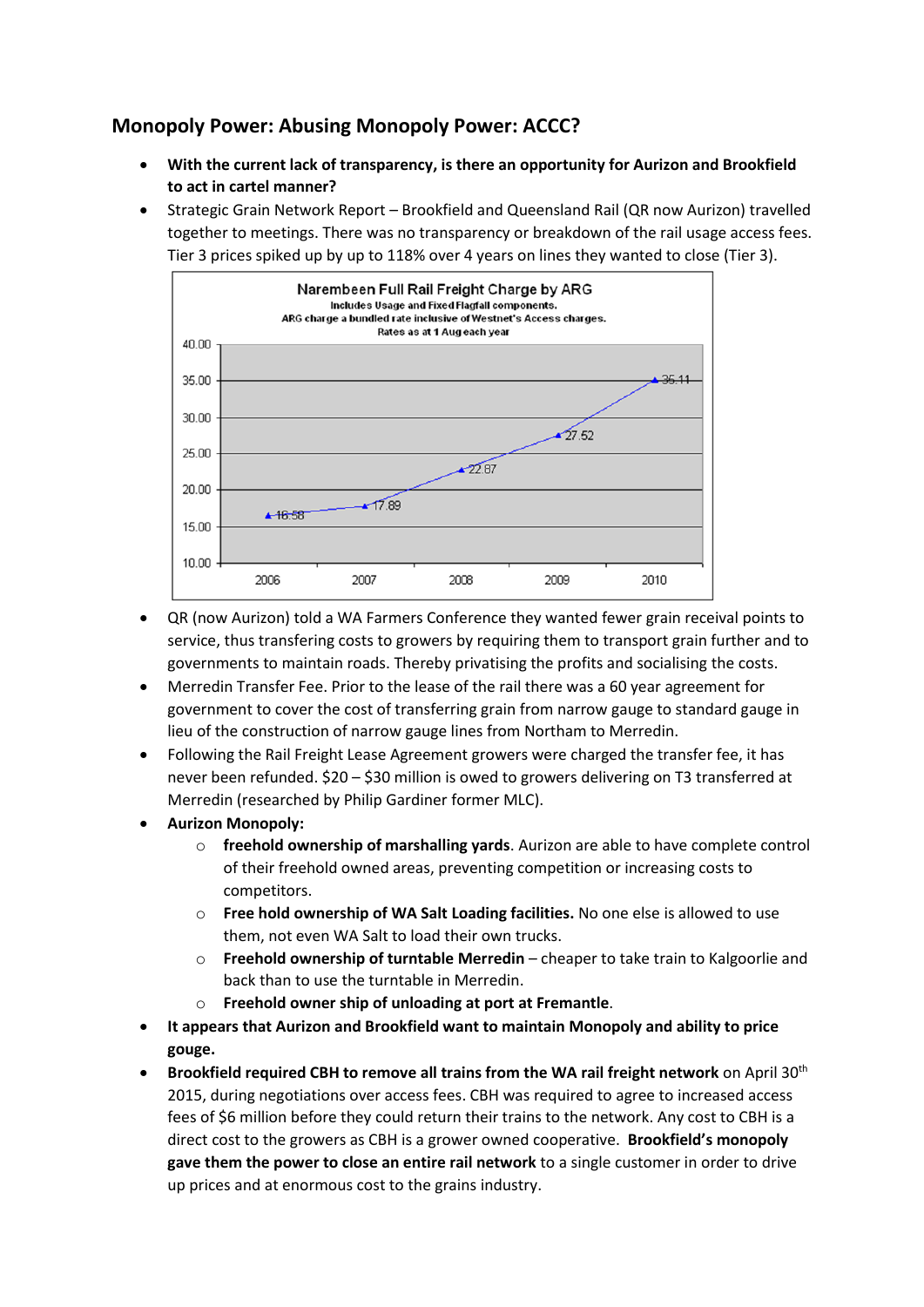## Monopoly Power: Abusing Monopoly Power: ACCC?

- **With the current lack of transparency, is there an opportunity for Aurizon and Brookfield to act in cartel manner?**
- Strategic Grain Network Report – Brookfield and Queensland Rail (QR now Aurizon) travelled together to meetings. There was no transparency or breakdown of the rail usage access fees. Tier 3 prices spiked up by up to 118% over 4 years on lines they wanted to close (Tier 3).

**Narembeen Full Rail Freight Charge by ARG**
Includes Usage and Fixed Flagfall components.
ARG charge a bundled rate inclusive of Westnet's Access charges.
Rates as at 1 Aug each year

| Year | Charge |
|---|---|
| 2006 | 16.58 |
| 2007 | 17.89 |
| 2008 | 22.87 |
| 2009 | 27.52 |
| 2010 | 35.11 |

- QR (now Aurizon) told a WA Farmers Conference they wanted fewer grain receival points to service, thus transfering costs to growers by requiring them to transport grain further and to governments to maintain roads. Thereby privatising the profits and socialising the costs.
- Merredin Transfer Fee. Prior to the lease of the rail there was a 60 year agreement for government to cover the cost of transferring grain from narrow gauge to standard gauge in lieu of the construction of narrow gauge lines from Northam to Merredin.
- Following the Rail Freight Lease Agreement growers were charged the transfer fee, it has never been refunded. $20 – $30 million is owed to growers delivering on T3 transferred at Merredin (researched by Philip Gardiner former MLC).
- **Aurizon Monopoly:**
  - **freehold ownership of marshalling yards**. Aurizon are able to have complete control of their freehold owned areas, preventing competition or increasing costs to competitors.
  - **Free hold ownership of WA Salt Loading facilities.** No one else is allowed to use them, not even WA Salt to load their own trucks.
  - **Freehold ownership of turntable Merredin** – cheaper to take train to Kalgoorlie and back than to use the turntable in Merredin.
  - **Freehold owner ship of unloading at port at Fremantle**.
- **It appears that Aurizon and Brookfield want to maintain Monopoly and ability to price gouge.**
- **Brookfield required CBH to remove all trains from the WA rail freight network** on April 30th 2015, during negotiations over access fees. CBH was required to agree to increased access fees of $6 million before they could return their trains to the network. Any cost to CBH is a direct cost to the growers as CBH is a grower owned cooperative. **Brookfield's monopoly gave them the power to close an entire rail network** to a single customer in order to drive up prices and at enormous cost to the grains industry.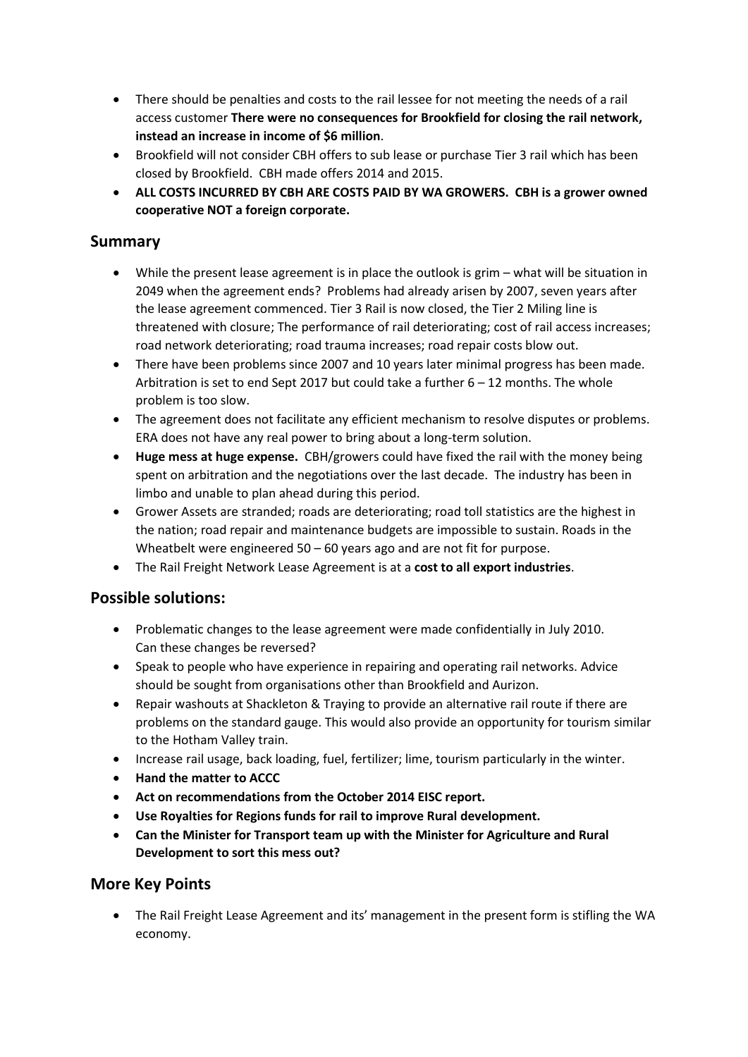- There should be penalties and costs to the rail lessee for not meeting the needs of a rail access customer **There were no consequences for Brookfield for closing the rail network, instead an increase in income of $6 million**.
- Brookfield will not consider CBH offers to sub lease or purchase Tier 3 rail which has been closed by Brookfield. CBH made offers 2014 and 2015.
- **ALL COSTS INCURRED BY CBH ARE COSTS PAID BY WA GROWERS. CBH is a grower owned cooperative NOT a foreign corporate.**

## Summary

- While the present lease agreement is in place the outlook is grim – what will be situation in 2049 when the agreement ends? Problems had already arisen by 2007, seven years after the lease agreement commenced. Tier 3 Rail is now closed, the Tier 2 Miling line is threatened with closure; The performance of rail deteriorating; cost of rail access increases; road network deteriorating; road trauma increases; road repair costs blow out.
- There have been problems since 2007 and 10 years later minimal progress has been made. Arbitration is set to end Sept 2017 but could take a further 6 – 12 months. The whole problem is too slow.
- The agreement does not facilitate any efficient mechanism to resolve disputes or problems. ERA does not have any real power to bring about a long-term solution.
- **Huge mess at huge expense.** CBH/growers could have fixed the rail with the money being spent on arbitration and the negotiations over the last decade. The industry has been in limbo and unable to plan ahead during this period.
- Grower Assets are stranded; roads are deteriorating; road toll statistics are the highest in the nation; road repair and maintenance budgets are impossible to sustain. Roads in the Wheatbelt were engineered 50 – 60 years ago and are not fit for purpose.
- The Rail Freight Network Lease Agreement is at a **cost to all export industries**.

## Possible solutions:

- Problematic changes to the lease agreement were made confidentially in July 2010. Can these changes be reversed?
- Speak to people who have experience in repairing and operating rail networks. Advice should be sought from organisations other than Brookfield and Aurizon.
- Repair washouts at Shackleton & Traying to provide an alternative rail route if there are problems on the standard gauge. This would also provide an opportunity for tourism similar to the Hotham Valley train.
- Increase rail usage, back loading, fuel, fertilizer; lime, tourism particularly in the winter.
- **Hand the matter to ACCC**
- **Act on recommendations from the October 2014 EISC report.**
- **Use Royalties for Regions funds for rail to improve Rural development.**
- **Can the Minister for Transport team up with the Minister for Agriculture and Rural Development to sort this mess out?**

## More Key Points

- The Rail Freight Lease Agreement and its' management in the present form is stifling the WA economy.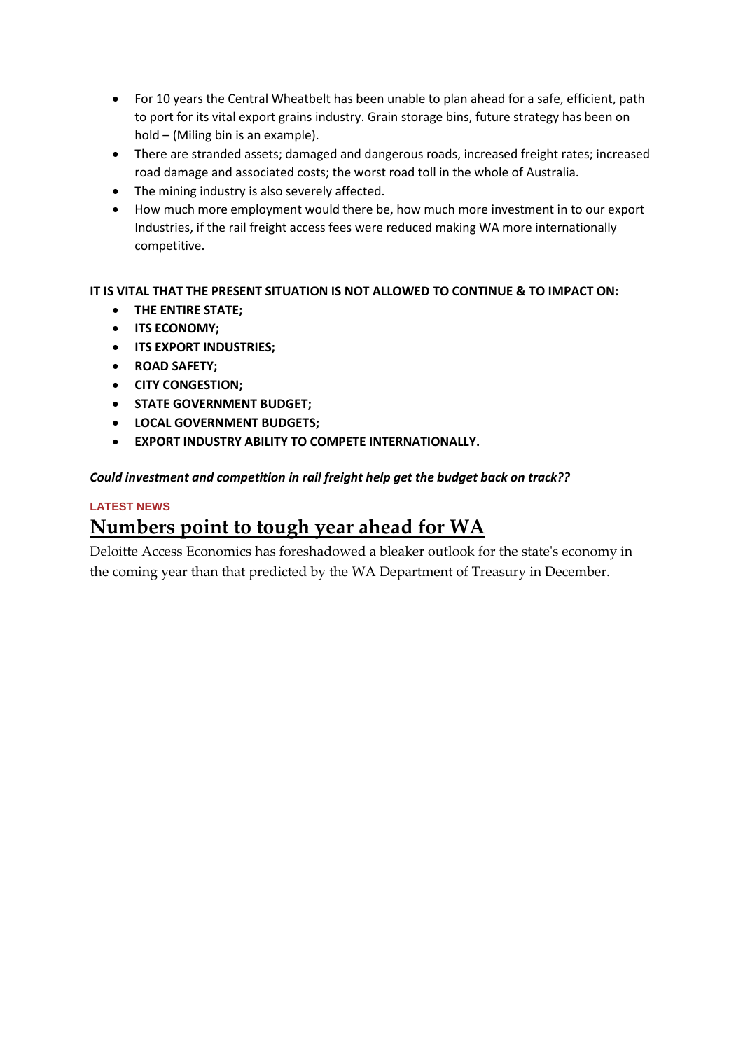- For 10 years the Central Wheatbelt has been unable to plan ahead for a safe, efficient, path to port for its vital export grains industry. Grain storage bins, future strategy has been on hold – (Miling bin is an example).
- There are stranded assets; damaged and dangerous roads, increased freight rates; increased road damage and associated costs; the worst road toll in the whole of Australia.
- The mining industry is also severely affected.
- How much more employment would there be, how much more investment in to our export Industries, if the rail freight access fees were reduced making WA more internationally competitive.

**IT IS VITAL THAT THE PRESENT SITUATION IS NOT ALLOWED TO CONTINUE & TO IMPACT ON:**

- **THE ENTIRE STATE;**
- **ITS ECONOMY;**
- **ITS EXPORT INDUSTRIES;**
- **ROAD SAFETY;**
- **CITY CONGESTION;**
- **STATE GOVERNMENT BUDGET;**
- **LOCAL GOVERNMENT BUDGETS;**
- **EXPORT INDUSTRY ABILITY TO COMPETE INTERNATIONALLY.**

***Could investment and competition in rail freight help get the budget back on track??***

**LATEST NEWS**

## Numbers point to tough year ahead for WA

Deloitte Access Economics has foreshadowed a bleaker outlook for the state's economy in the coming year than that predicted by the WA Department of Treasury in December.